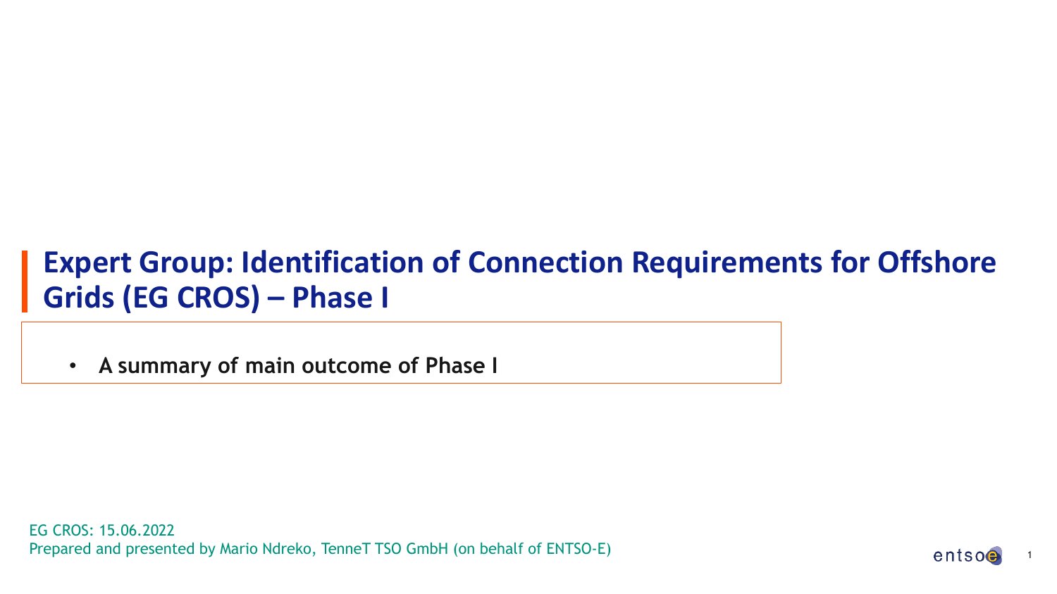# Expert Group: Identification of Connection Requirements for Offshore Grids (EG CROS) – Phase I

- **A summary of main outcome of Phase I**

EG CROS: 15.06.2022

Prepared and presented by Mario Ndreko, TenneT TSO GmbH (on behalf of ENTSO-E)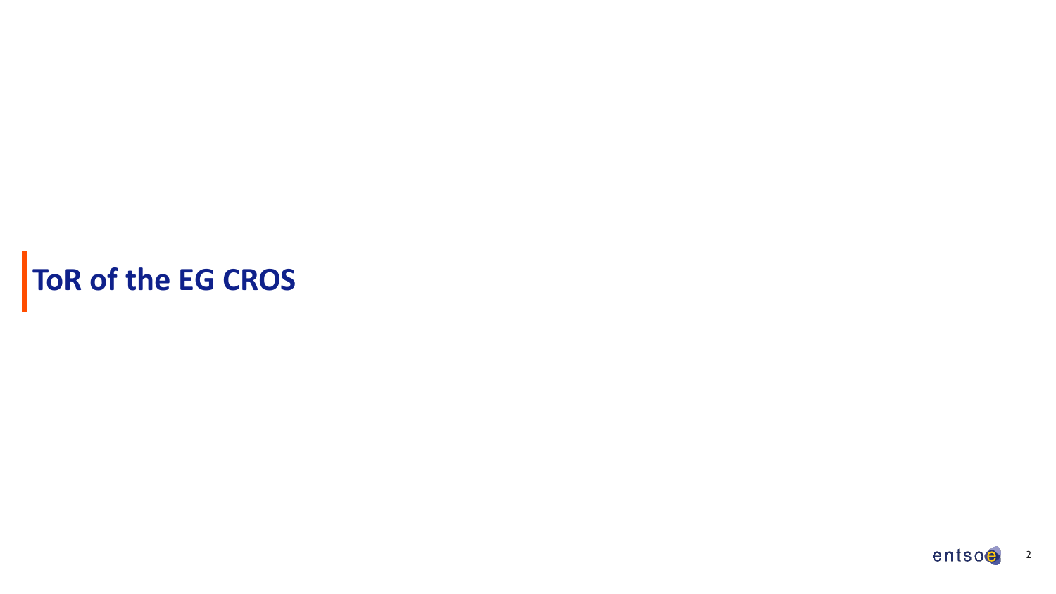# ToR of the EG CROS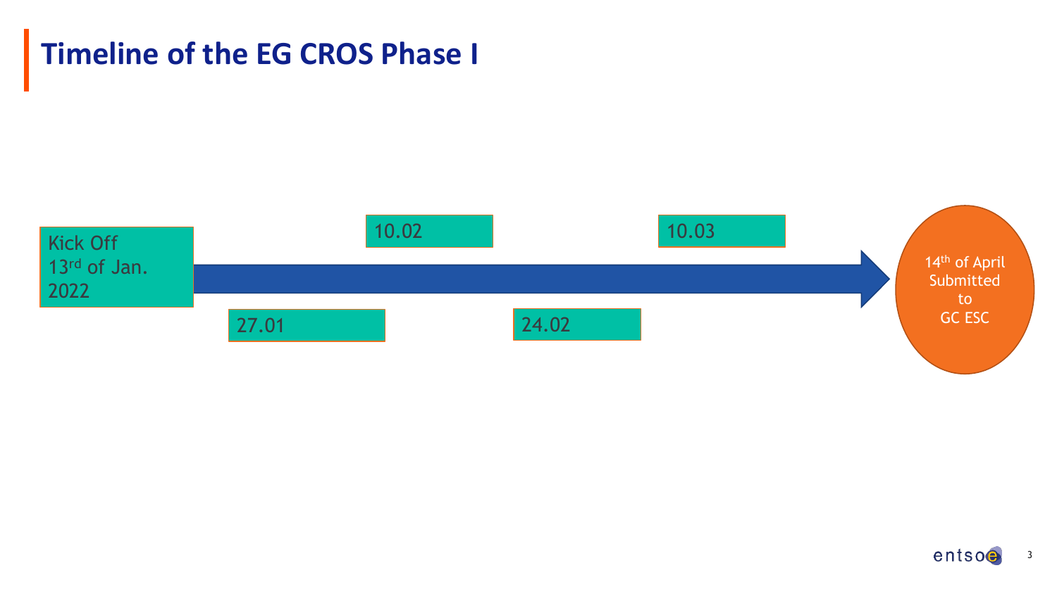# Timeline of the EG CROS Phase I

- Kick Off 13rd of Jan. 2022
- 27.01
- 10.02
- 24.02
- 10.03
- 14th of April Submitted to GC ESC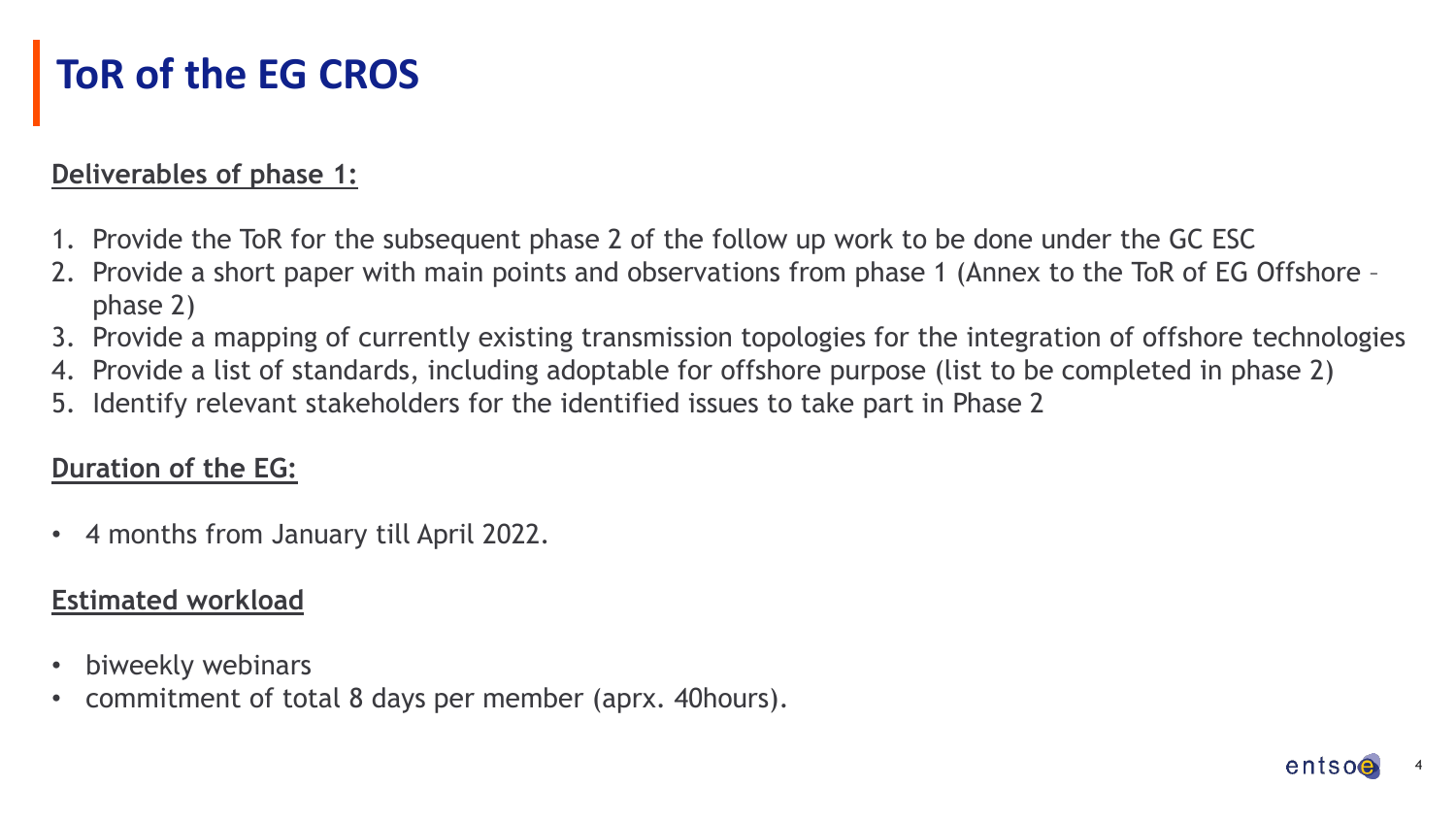# ToR of the EG CROS

**Deliverables of phase 1:**

1. Provide the ToR for the subsequent phase 2 of the follow up work to be done under the GC ESC
2. Provide a short paper with main points and observations from phase 1 (Annex to the ToR of EG Offshore – phase 2)
3. Provide a mapping of currently existing transmission topologies for the integration of offshore technologies
4. Provide a list of standards, including adoptable for offshore purpose (list to be completed in phase 2)
5. Identify relevant stakeholders for the identified issues to take part in Phase 2

**Duration of the EG:**

- 4 months from January till April 2022.

**Estimated workload**

- biweekly webinars
- commitment of total 8 days per member (aprx. 40hours).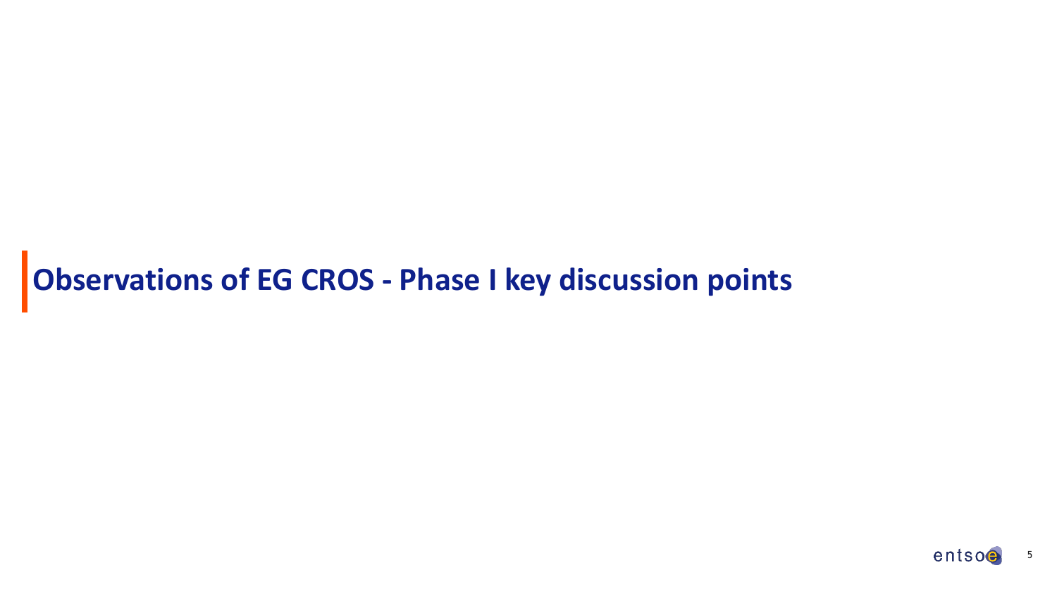# Observations of EG CROS - Phase I key discussion points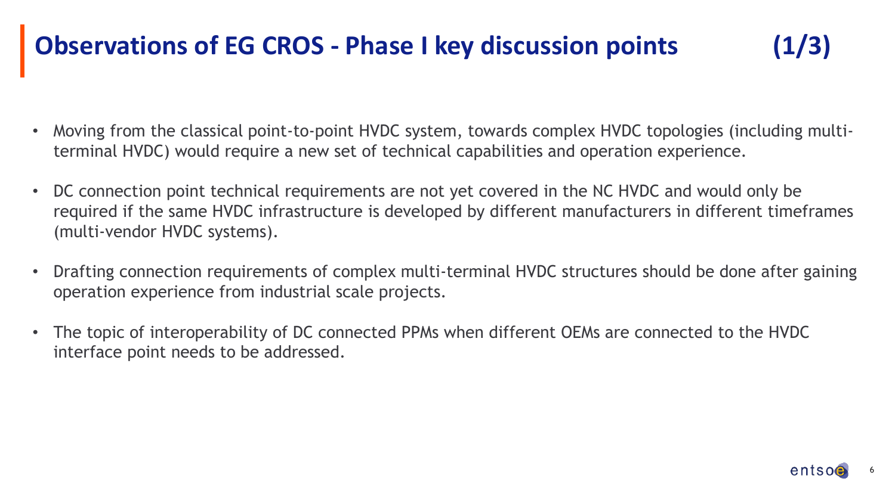# Observations of EG CROS - Phase I key discussion points (1/3)

- Moving from the classical point-to-point HVDC system, towards complex HVDC topologies (including multi-terminal HVDC) would require a new set of technical capabilities and operation experience.
- DC connection point technical requirements are not yet covered in the NC HVDC and would only be required if the same HVDC infrastructure is developed by different manufacturers in different timeframes (multi-vendor HVDC systems).
- Drafting connection requirements of complex multi-terminal HVDC structures should be done after gaining operation experience from industrial scale projects.
- The topic of interoperability of DC connected PPMs when different OEMs are connected to the HVDC interface point needs to be addressed.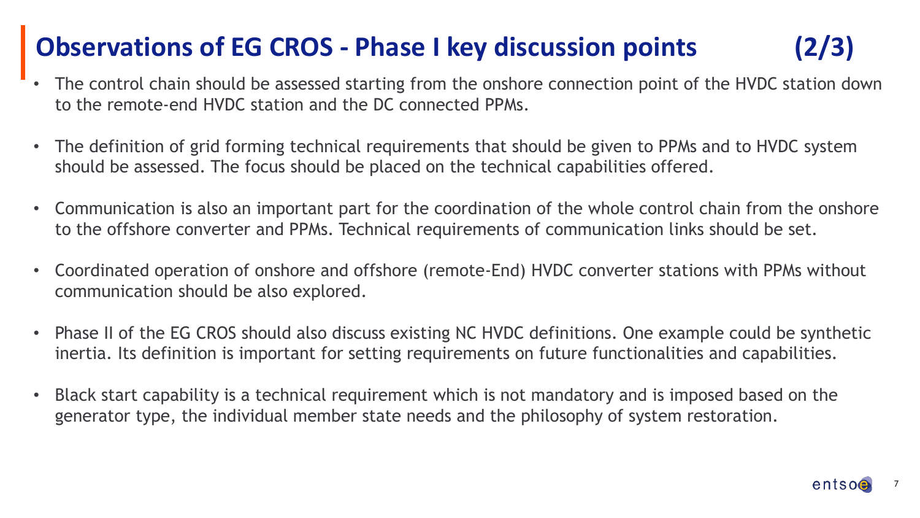# Observations of EG CROS - Phase I key discussion points (2/3)

- The control chain should be assessed starting from the onshore connection point of the HVDC station down to the remote-end HVDC station and the DC connected PPMs.
- The definition of grid forming technical requirements that should be given to PPMs and to HVDC system should be assessed. The focus should be placed on the technical capabilities offered.
- Communication is also an important part for the coordination of the whole control chain from the onshore to the offshore converter and PPMs. Technical requirements of communication links should be set.
- Coordinated operation of onshore and offshore (remote-End) HVDC converter stations with PPMs without communication should be also explored.
- Phase II of the EG CROS should also discuss existing NC HVDC definitions. One example could be synthetic inertia. Its definition is important for setting requirements on future functionalities and capabilities.
- Black start capability is a technical requirement which is not mandatory and is imposed based on the generator type, the individual member state needs and the philosophy of system restoration.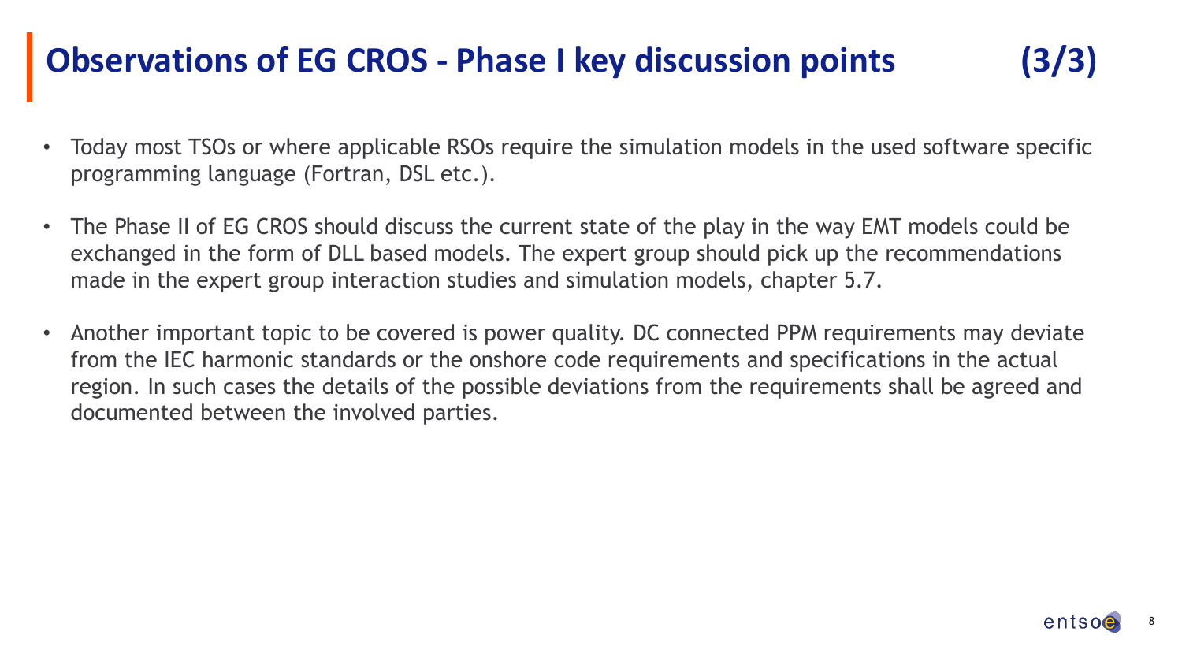# Observations of EG CROS - Phase I key discussion points (3/3)

- Today most TSOs or where applicable RSOs require the simulation models in the used software specific programming language (Fortran, DSL etc.).
- The Phase II of EG CROS should discuss the current state of the play in the way EMT models could be exchanged in the form of DLL based models. The expert group should pick up the recommendations made in the expert group interaction studies and simulation models, chapter 5.7.
- Another important topic to be covered is power quality. DC connected PPM requirements may deviate from the IEC harmonic standards or the onshore code requirements and specifications in the actual region. In such cases the details of the possible deviations from the requirements shall be agreed and documented between the involved parties.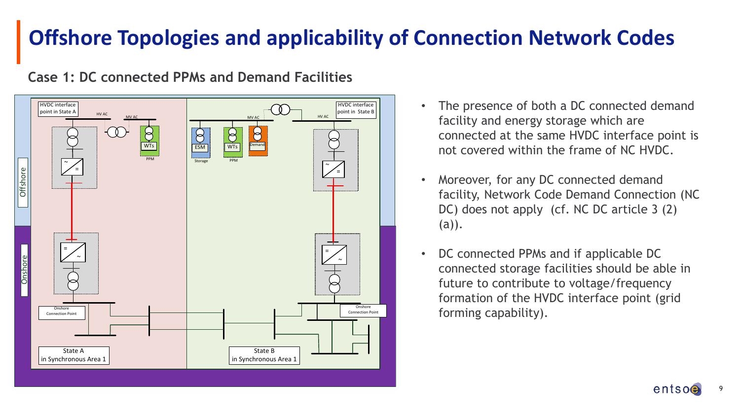# Offshore Topologies and applicability of Connection Network Codes

**Case 1: DC connected PPMs and Demand Facilities**

- The presence of both a DC connected demand facility and energy storage which are connected at the same HVDC interface point is not covered within the frame of NC HVDC.
- Moreover, for any DC connected demand facility, Network Code Demand Connection (NC DC) does not apply (cf. NC DC article 3 (2) (a)).
- DC connected PPMs and if applicable DC connected storage facilities should be able in future to contribute to voltage/frequency formation of the HVDC interface point (grid forming capability).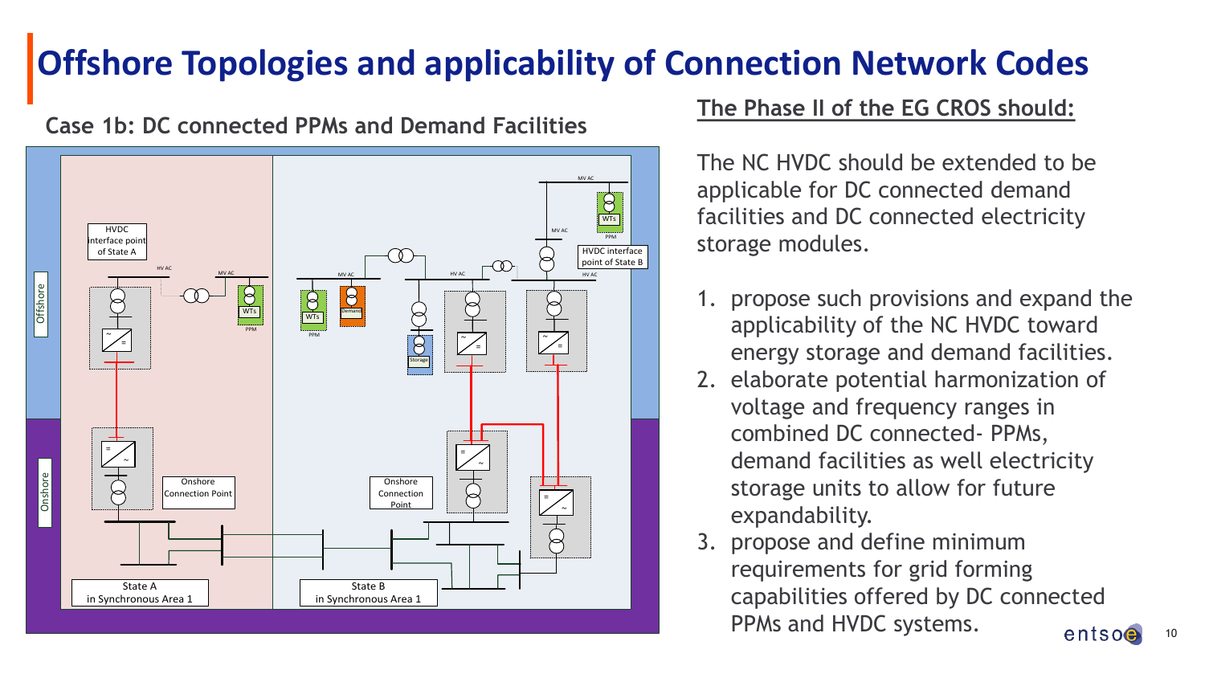# Offshore Topologies and applicability of Connection Network Codes

## Case 1b: DC connected PPMs and Demand Facilities

HVDC interface point of State A

HVDC interface point of State B

Offshore

Onshore

Onshore Connection Point

Onshore Connection Point

State A in Synchronous Area 1

State B in Synchronous Area 1

## The Phase II of the EG CROS should:

The NC HVDC should be extended to be applicable for DC connected demand facilities and DC connected electricity storage modules.

1. propose such provisions and expand the applicability of the NC HVDC toward energy storage and demand facilities.
2. elaborate potential harmonization of voltage and frequency ranges in combined DC connected- PPMs, demand facilities as well electricity storage units to allow for future expandability.
3. propose and define minimum requirements for grid forming capabilities offered by DC connected PPMs and HVDC systems.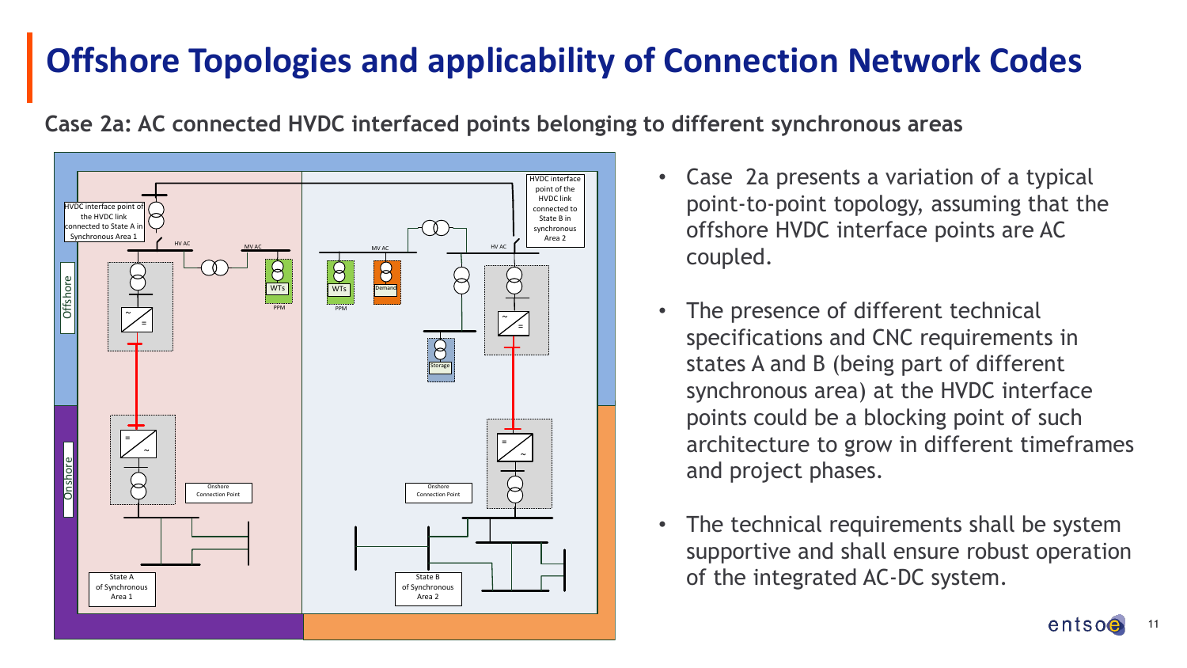# Offshore Topologies and applicability of Connection Network Codes

**Case 2a: AC connected HVDC interfaced points belonging to different synchronous areas**

- Case 2a presents a variation of a typical point-to-point topology, assuming that the offshore HVDC interface points are AC coupled.
- The presence of different technical specifications and CNC requirements in states A and B (being part of different synchronous area) at the HVDC interface points could be a blocking point of such architecture to grow in different timeframes and project phases.
- The technical requirements shall be system supportive and shall ensure robust operation of the integrated AC-DC system.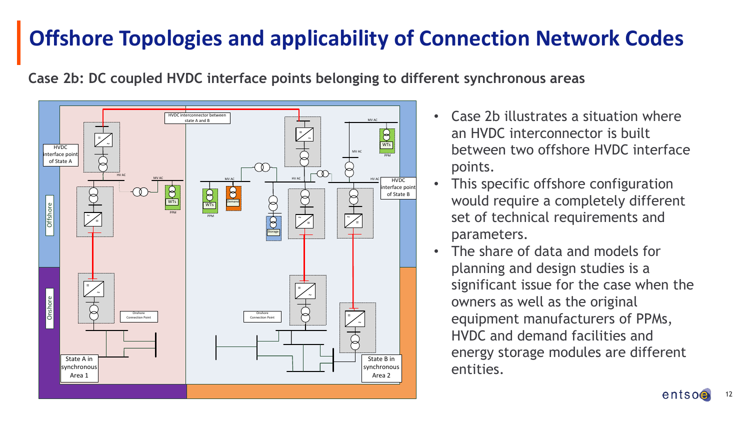# Offshore Topologies and applicability of Connection Network Codes

**Case 2b: DC coupled HVDC interface points belonging to different synchronous areas**

- Case 2b illustrates a situation where an HVDC interconnector is built between two offshore HVDC interface points.
- This specific offshore configuration would require a completely different set of technical requirements and parameters.
- The share of data and models for planning and design studies is a significant issue for the case when the owners as well as the original equipment manufacturers of PPMs, HVDC and demand facilities and energy storage modules are different entities.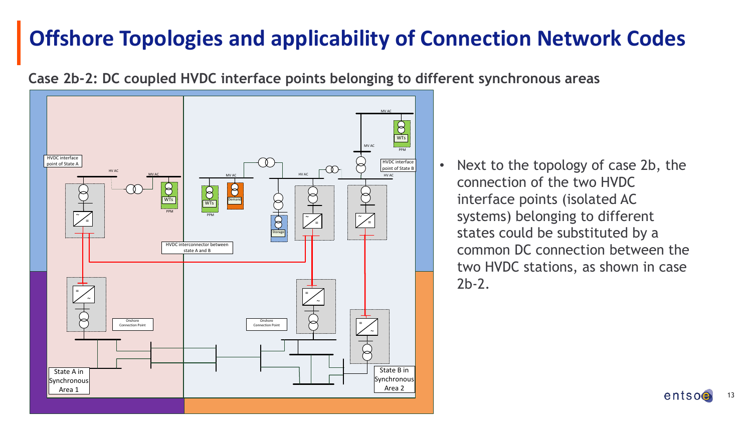# Offshore Topologies and applicability of Connection Network Codes

**Case 2b-2: DC coupled HVDC interface points belonging to different synchronous areas**

- Next to the topology of case 2b, the connection of the two HVDC interface points (isolated AC systems) belonging to different states could be substituted by a common DC connection between the two HVDC stations, as shown in case 2b-2.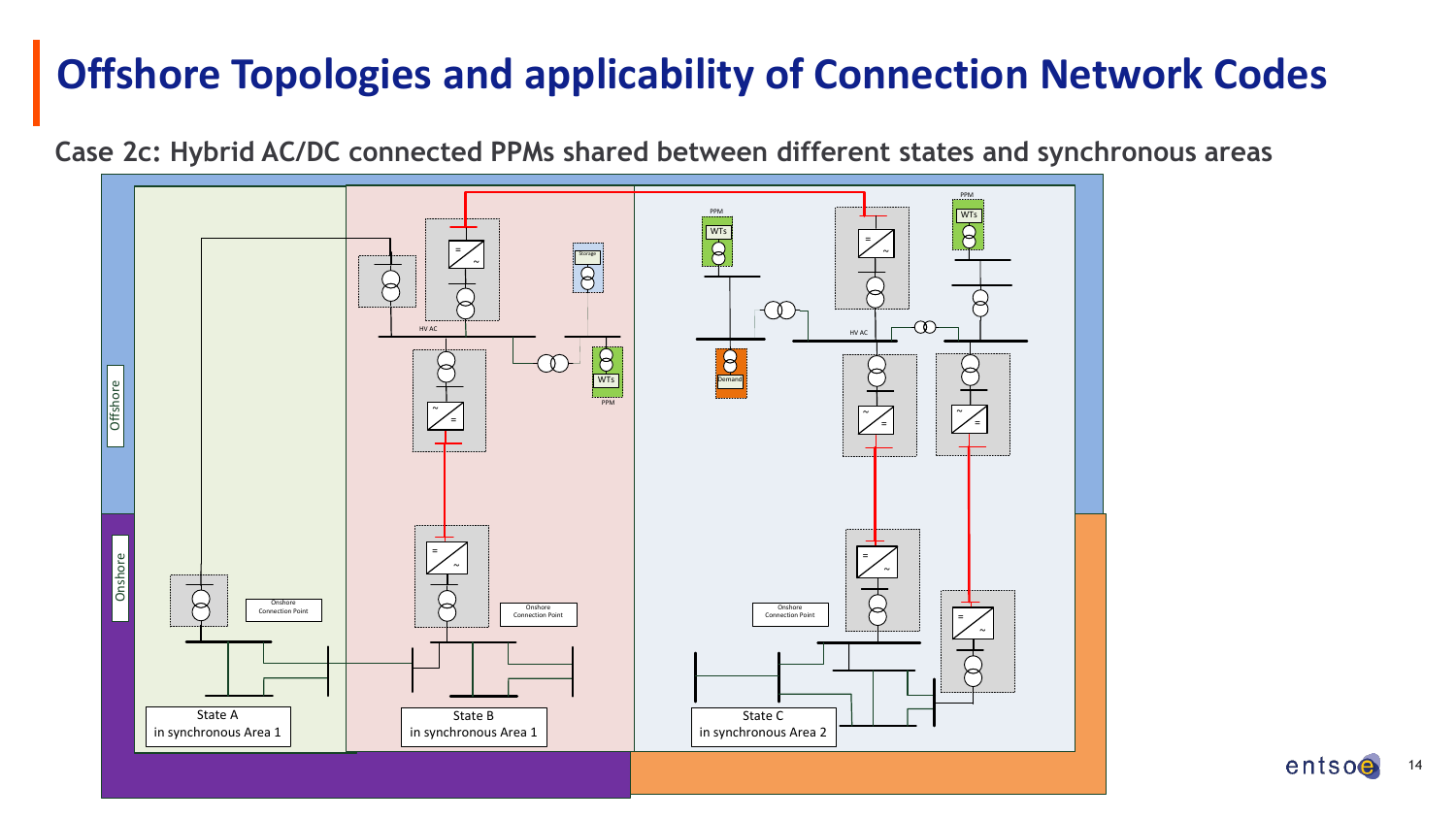# Offshore Topologies and applicability of Connection Network Codes

**Case 2c: Hybrid AC/DC connected PPMs shared between different states and synchronous areas**

Offshore

Onshore

HV AC

Storage

WTs

PPM

Demand

Onshore Connection Point

State A
in synchronous Area 1

State B
in synchronous Area 1

State C
in synchronous Area 2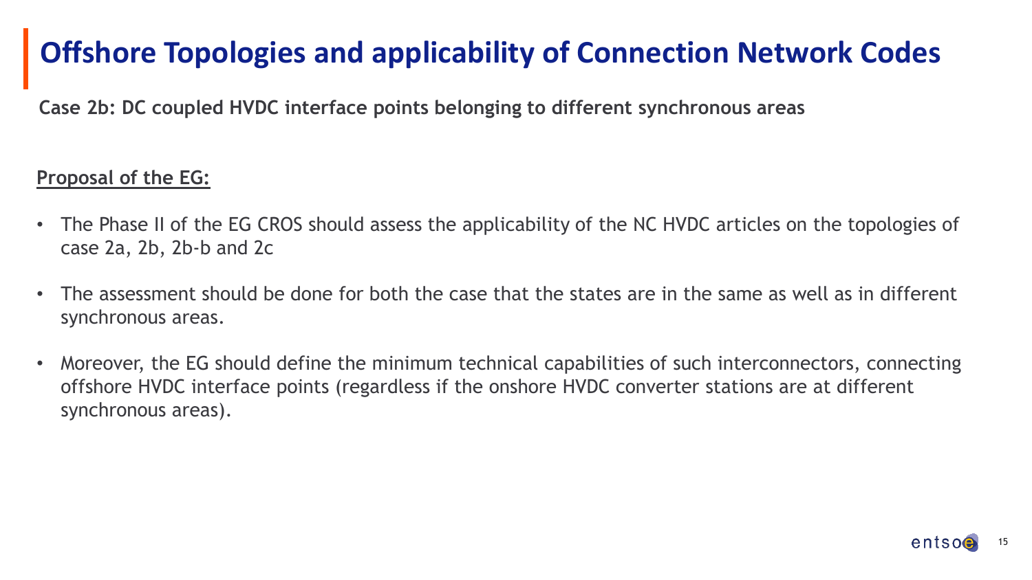# Offshore Topologies and applicability of Connection Network Codes

**Case 2b: DC coupled HVDC interface points belonging to different synchronous areas**

**Proposal of the EG:**

- The Phase II of the EG CROS should assess the applicability of the NC HVDC articles on the topologies of case 2a, 2b, 2b-b and 2c
- The assessment should be done for both the case that the states are in the same as well as in different synchronous areas.
- Moreover, the EG should define the minimum technical capabilities of such interconnectors, connecting offshore HVDC interface points (regardless if the onshore HVDC converter stations are at different synchronous areas).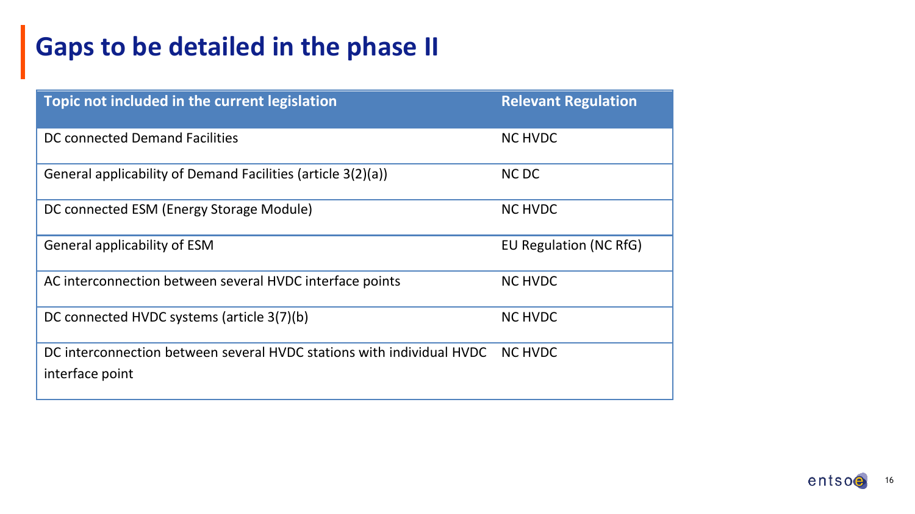# Gaps to be detailed in the phase II

| Topic not included in the current legislation | Relevant Regulation |
|---|---|
| DC connected Demand Facilities | NC HVDC |
| General applicability of Demand Facilities (article 3(2)(a)) | NC DC |
| DC connected ESM (Energy Storage Module) | NC HVDC |
| General applicability of ESM | EU Regulation (NC RfG) |
| AC interconnection between several HVDC interface points | NC HVDC |
| DC connected HVDC systems (article 3(7)(b) | NC HVDC |
| DC interconnection between several HVDC stations with individual HVDC interface point | NC HVDC |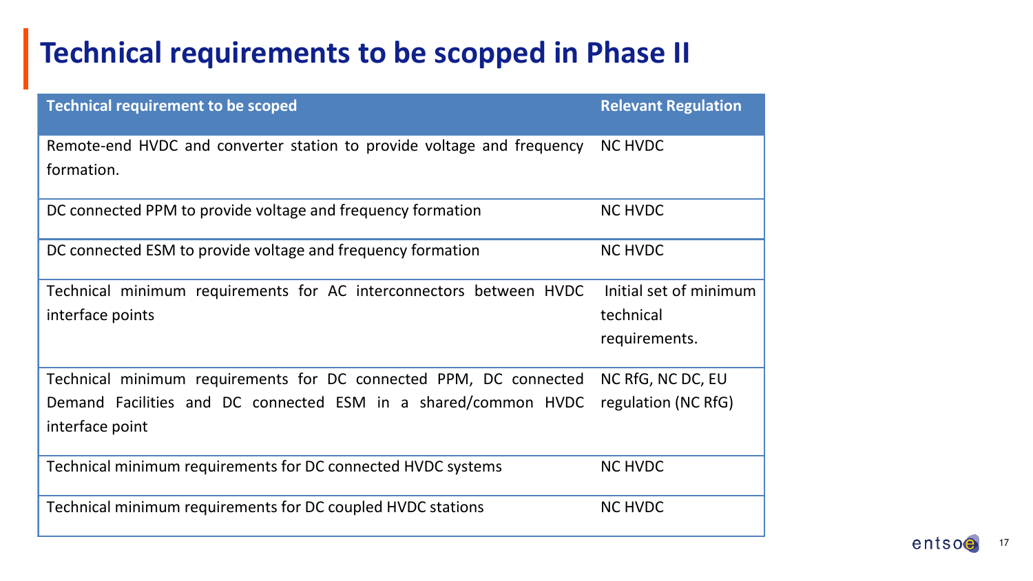# Technical requirements to be scopped in Phase II

| Technical requirement to be scoped | Relevant Regulation |
|---|---|
| Remote-end HVDC and converter station to provide voltage and frequency formation. | NC HVDC |
| DC connected PPM to provide voltage and frequency formation | NC HVDC |
| DC connected ESM to provide voltage and frequency formation | NC HVDC |
| Technical minimum requirements for AC interconnectors between HVDC interface points | Initial set of minimum technical requirements. |
| Technical minimum requirements for DC connected PPM, DC connected Demand Facilities and DC connected ESM in a shared/common HVDC interface point | NC RfG, NC DC, EU regulation (NC RfG) |
| Technical minimum requirements for DC connected HVDC systems | NC HVDC |
| Technical minimum requirements for DC coupled HVDC stations | NC HVDC |